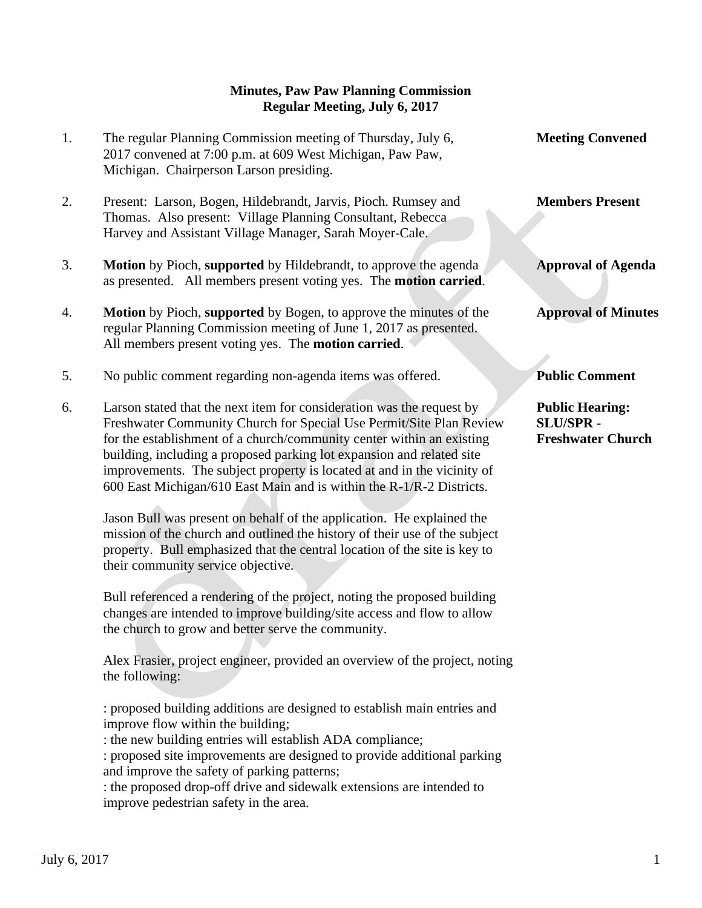**Minutes, Paw Paw Planning Commission**
**Regular Meeting, July 6, 2017**

1. The regular Planning Commission meeting of Thursday, July 6, 2017 convened at 7:00 p.m. at 609 West Michigan, Paw Paw, Michigan. Chairperson Larson presiding. — **Meeting Convened**

2. Present: Larson, Bogen, Hildebrandt, Jarvis, Pioch. Rumsey and Thomas. Also present: Village Planning Consultant, Rebecca Harvey and Assistant Village Manager, Sarah Moyer-Cale. — **Members Present**

3. **Motion** by Pioch, **supported** by Hildebrandt, to approve the agenda as presented. All members present voting yes. The **motion carried**. — **Approval of Agenda**

4. **Motion** by Pioch, **supported** by Bogen, to approve the minutes of the regular Planning Commission meeting of June 1, 2017 as presented. All members present voting yes. The **motion carried**. — **Approval of Minutes**

5. No public comment regarding non-agenda items was offered. — **Public Comment**

6. Larson stated that the next item for consideration was the request by Freshwater Community Church for Special Use Permit/Site Plan Review for the establishment of a church/community center within an existing building, including a proposed parking lot expansion and related site improvements. The subject property is located at and in the vicinity of 600 East Michigan/610 East Main and is within the R-1/R-2 Districts. — **Public Hearing: SLU/SPR - Freshwater Church**

   Jason Bull was present on behalf of the application. He explained the mission of the church and outlined the history of their use of the subject property. Bull emphasized that the central location of the site is key to their community service objective.

   Bull referenced a rendering of the project, noting the proposed building changes are intended to improve building/site access and flow to allow the church to grow and better serve the community.

   Alex Frasier, project engineer, provided an overview of the project, noting the following:

   : proposed building additions are designed to establish main entries and improve flow within the building;
   : the new building entries will establish ADA compliance;
   : proposed site improvements are designed to provide additional parking and improve the safety of parking patterns;
   : the proposed drop-off drive and sidewalk extensions are intended to improve pedestrian safety in the area.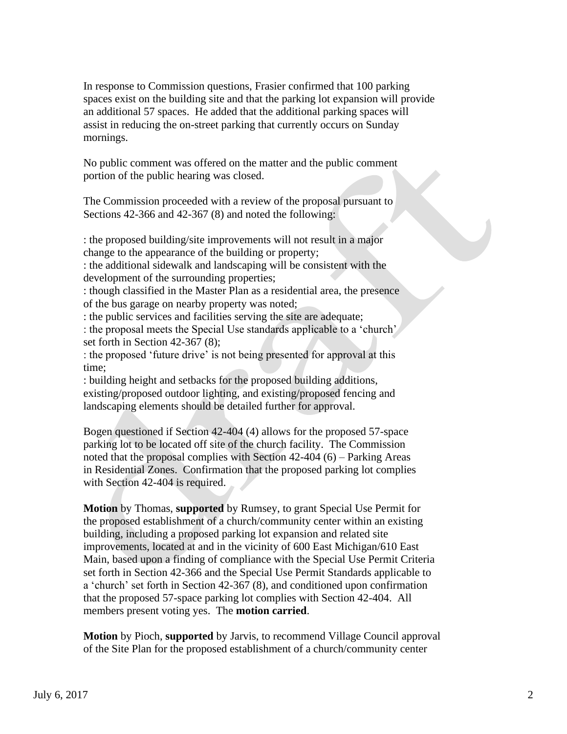In response to Commission questions, Frasier confirmed that 100 parking spaces exist on the building site and that the parking lot expansion will provide an additional 57 spaces. He added that the additional parking spaces will assist in reducing the on-street parking that currently occurs on Sunday mornings.

No public comment was offered on the matter and the public comment portion of the public hearing was closed.

The Commission proceeded with a review of the proposal pursuant to Sections 42-366 and 42-367 (8) and noted the following:

: the proposed building/site improvements will not result in a major change to the appearance of the building or property;
: the additional sidewalk and landscaping will be consistent with the development of the surrounding properties;
: though classified in the Master Plan as a residential area, the presence of the bus garage on nearby property was noted;
: the public services and facilities serving the site are adequate;
: the proposal meets the Special Use standards applicable to a 'church' set forth in Section 42-367 (8);
: the proposed 'future drive' is not being presented for approval at this time;
: building height and setbacks for the proposed building additions, existing/proposed outdoor lighting, and existing/proposed fencing and landscaping elements should be detailed further for approval.

Bogen questioned if Section 42-404 (4) allows for the proposed 57-space parking lot to be located off site of the church facility. The Commission noted that the proposal complies with Section 42-404 (6) – Parking Areas in Residential Zones. Confirmation that the proposed parking lot complies with Section 42-404 is required.

**Motion** by Thomas, **supported** by Rumsey, to grant Special Use Permit for the proposed establishment of a church/community center within an existing building, including a proposed parking lot expansion and related site improvements, located at and in the vicinity of 600 East Michigan/610 East Main, based upon a finding of compliance with the Special Use Permit Criteria set forth in Section 42-366 and the Special Use Permit Standards applicable to a 'church' set forth in Section 42-367 (8), and conditioned upon confirmation that the proposed 57-space parking lot complies with Section 42-404. All members present voting yes. The **motion carried**.

**Motion** by Pioch, **supported** by Jarvis, to recommend Village Council approval of the Site Plan for the proposed establishment of a church/community center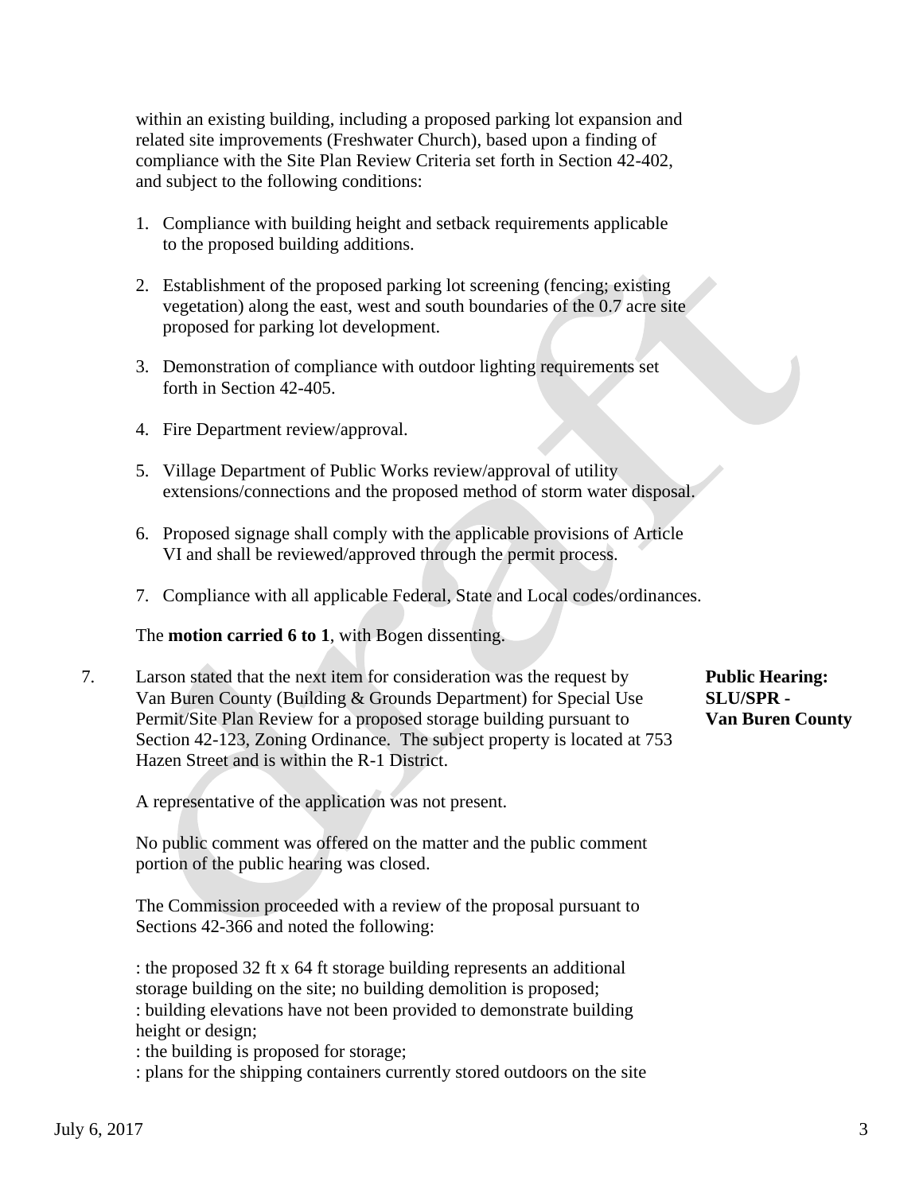within an existing building, including a proposed parking lot expansion and related site improvements (Freshwater Church), based upon a finding of compliance with the Site Plan Review Criteria set forth in Section 42-402, and subject to the following conditions:

1. Compliance with building height and setback requirements applicable to the proposed building additions.

2. Establishment of the proposed parking lot screening (fencing; existing vegetation) along the east, west and south boundaries of the 0.7 acre site proposed for parking lot development.

3. Demonstration of compliance with outdoor lighting requirements set forth in Section 42-405.

4. Fire Department review/approval.

5. Village Department of Public Works review/approval of utility extensions/connections and the proposed method of storm water disposal.

6. Proposed signage shall comply with the applicable provisions of Article VI and shall be reviewed/approved through the permit process.

7. Compliance with all applicable Federal, State and Local codes/ordinances.

The **motion carried 6 to 1**, with Bogen dissenting.

7. Larson stated that the next item for consideration was the request by Van Buren County (Building & Grounds Department) for Special Use Permit/Site Plan Review for a proposed storage building pursuant to Section 42-123, Zoning Ordinance. The subject property is located at 753 Hazen Street and is within the R-1 District.

**Public Hearing: SLU/SPR - Van Buren County**

A representative of the application was not present.

No public comment was offered on the matter and the public comment portion of the public hearing was closed.

The Commission proceeded with a review of the proposal pursuant to Sections 42-366 and noted the following:

: the proposed 32 ft x 64 ft storage building represents an additional storage building on the site; no building demolition is proposed;
: building elevations have not been provided to demonstrate building height or design;
: the building is proposed for storage;
: plans for the shipping containers currently stored outdoors on the site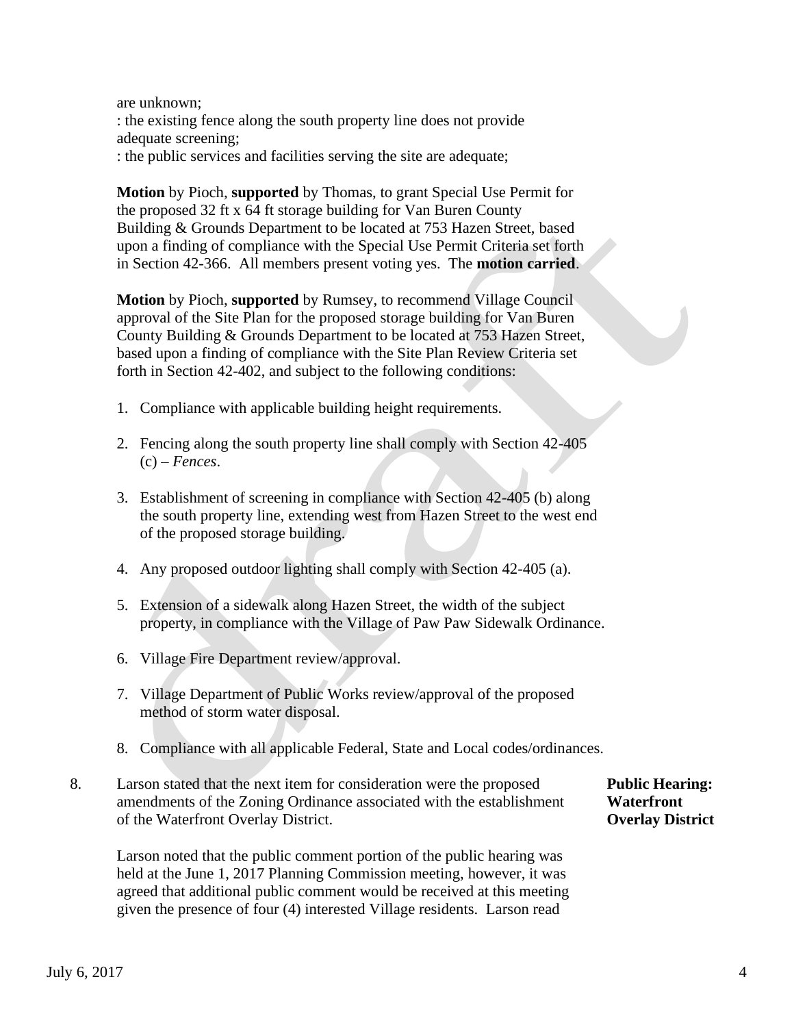are unknown;

: the existing fence along the south property line does not provide adequate screening;

: the public services and facilities serving the site are adequate;

**Motion** by Pioch, **supported** by Thomas, to grant Special Use Permit for the proposed 32 ft x 64 ft storage building for Van Buren County Building & Grounds Department to be located at 753 Hazen Street, based upon a finding of compliance with the Special Use Permit Criteria set forth in Section 42-366. All members present voting yes. The **motion carried**.

**Motion** by Pioch, **supported** by Rumsey, to recommend Village Council approval of the Site Plan for the proposed storage building for Van Buren County Building & Grounds Department to be located at 753 Hazen Street, based upon a finding of compliance with the Site Plan Review Criteria set forth in Section 42-402, and subject to the following conditions:

1. Compliance with applicable building height requirements.
2. Fencing along the south property line shall comply with Section 42-405 (c) – *Fences*.
3. Establishment of screening in compliance with Section 42-405 (b) along the south property line, extending west from Hazen Street to the west end of the proposed storage building.
4. Any proposed outdoor lighting shall comply with Section 42-405 (a).
5. Extension of a sidewalk along Hazen Street, the width of the subject property, in compliance with the Village of Paw Paw Sidewalk Ordinance.
6. Village Fire Department review/approval.
7. Village Department of Public Works review/approval of the proposed method of storm water disposal.
8. Compliance with all applicable Federal, State and Local codes/ordinances.

8. Larson stated that the next item for consideration were the proposed amendments of the Zoning Ordinance associated with the establishment of the Waterfront Overlay District. **Public Hearing: Waterfront Overlay District**

Larson noted that the public comment portion of the public hearing was held at the June 1, 2017 Planning Commission meeting, however, it was agreed that additional public comment would be received at this meeting given the presence of four (4) interested Village residents. Larson read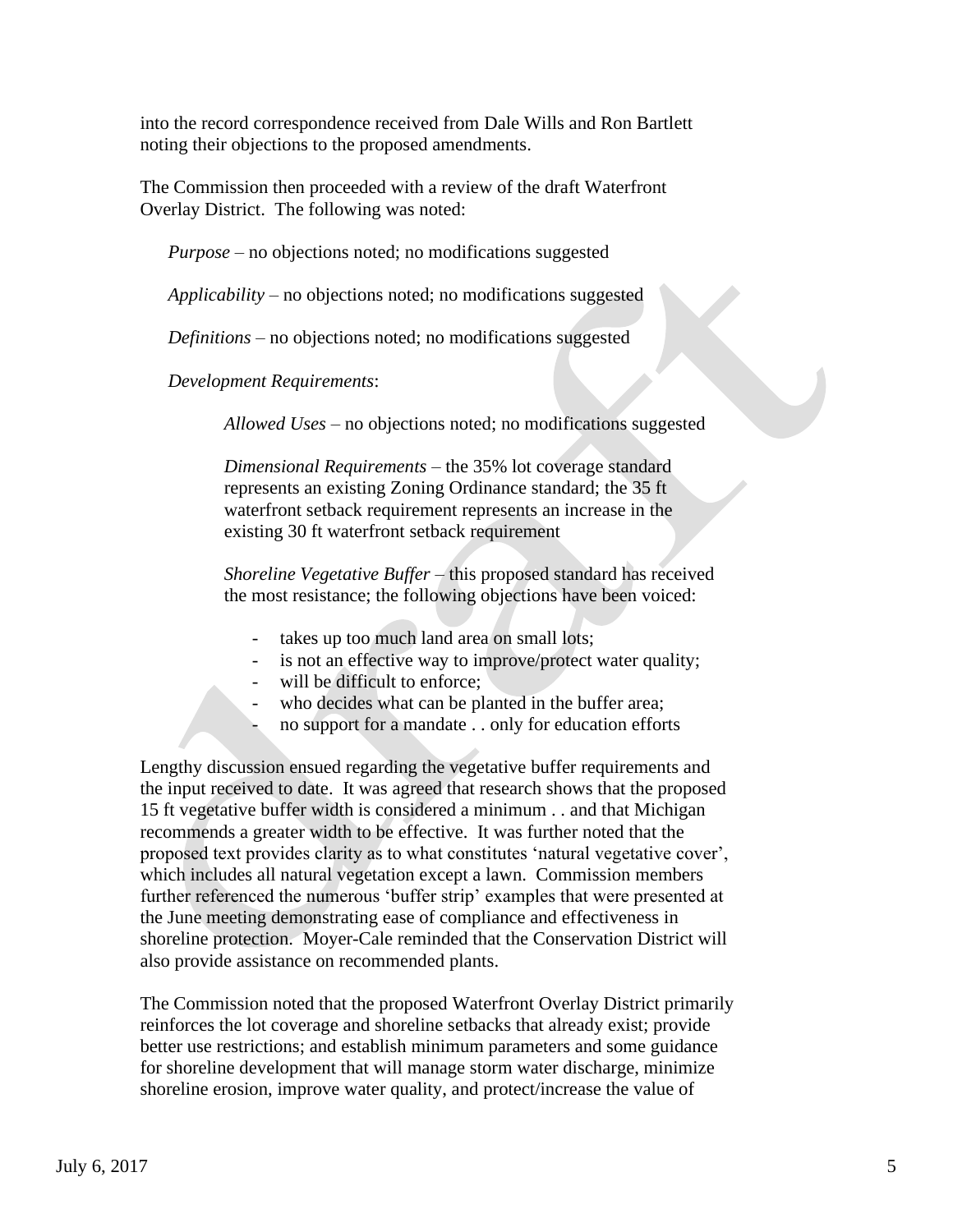into the record correspondence received from Dale Wills and Ron Bartlett noting their objections to the proposed amendments.

The Commission then proceeded with a review of the draft Waterfront Overlay District. The following was noted:

*Purpose* – no objections noted; no modifications suggested

*Applicability* – no objections noted; no modifications suggested

*Definitions* – no objections noted; no modifications suggested

*Development Requirements*:

> *Allowed Uses* – no objections noted; no modifications suggested
>
> *Dimensional Requirements* – the 35% lot coverage standard represents an existing Zoning Ordinance standard; the 35 ft waterfront setback requirement represents an increase in the existing 30 ft waterfront setback requirement
>
> *Shoreline Vegetative Buffer* – this proposed standard has received the most resistance; the following objections have been voiced:
>
> - takes up too much land area on small lots;
> - is not an effective way to improve/protect water quality;
> - will be difficult to enforce;
> - who decides what can be planted in the buffer area;
> - no support for a mandate . . only for education efforts

Lengthy discussion ensued regarding the vegetative buffer requirements and the input received to date. It was agreed that research shows that the proposed 15 ft vegetative buffer width is considered a minimum . . and that Michigan recommends a greater width to be effective. It was further noted that the proposed text provides clarity as to what constitutes 'natural vegetative cover', which includes all natural vegetation except a lawn. Commission members further referenced the numerous 'buffer strip' examples that were presented at the June meeting demonstrating ease of compliance and effectiveness in shoreline protection. Moyer-Cale reminded that the Conservation District will also provide assistance on recommended plants.

The Commission noted that the proposed Waterfront Overlay District primarily reinforces the lot coverage and shoreline setbacks that already exist; provide better use restrictions; and establish minimum parameters and some guidance for shoreline development that will manage storm water discharge, minimize shoreline erosion, improve water quality, and protect/increase the value of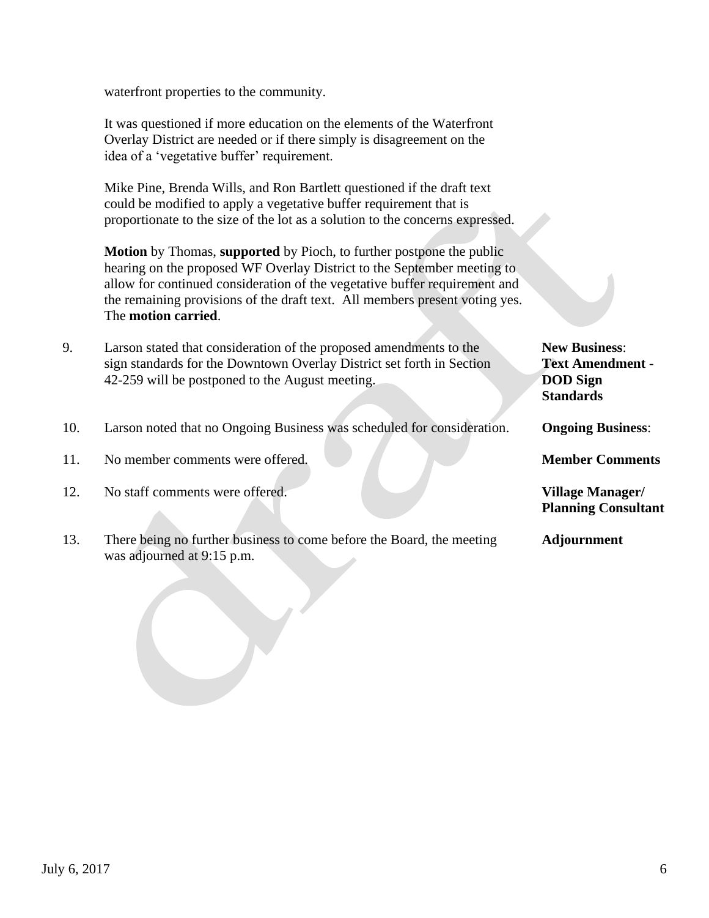waterfront properties to the community.

It was questioned if more education on the elements of the Waterfront Overlay District are needed or if there simply is disagreement on the idea of a 'vegetative buffer' requirement.

Mike Pine, Brenda Wills, and Ron Bartlett questioned if the draft text could be modified to apply a vegetative buffer requirement that is proportionate to the size of the lot as a solution to the concerns expressed.

**Motion** by Thomas, **supported** by Pioch, to further postpone the public hearing on the proposed WF Overlay District to the September meeting to allow for continued consideration of the vegetative buffer requirement and the remaining provisions of the draft text. All members present voting yes. The **motion carried**.

9. Larson stated that consideration of the proposed amendments to the sign standards for the Downtown Overlay District set forth in Section 42-259 will be postponed to the August meeting. — **New Business**: **Text Amendment - DOD Sign Standards**

10. Larson noted that no Ongoing Business was scheduled for consideration. — **Ongoing Business**:

11. No member comments were offered. — **Member Comments**

12. No staff comments were offered. — **Village Manager/ Planning Consultant**

13. There being no further business to come before the Board, the meeting was adjourned at 9:15 p.m. — **Adjournment**

July 6, 2017